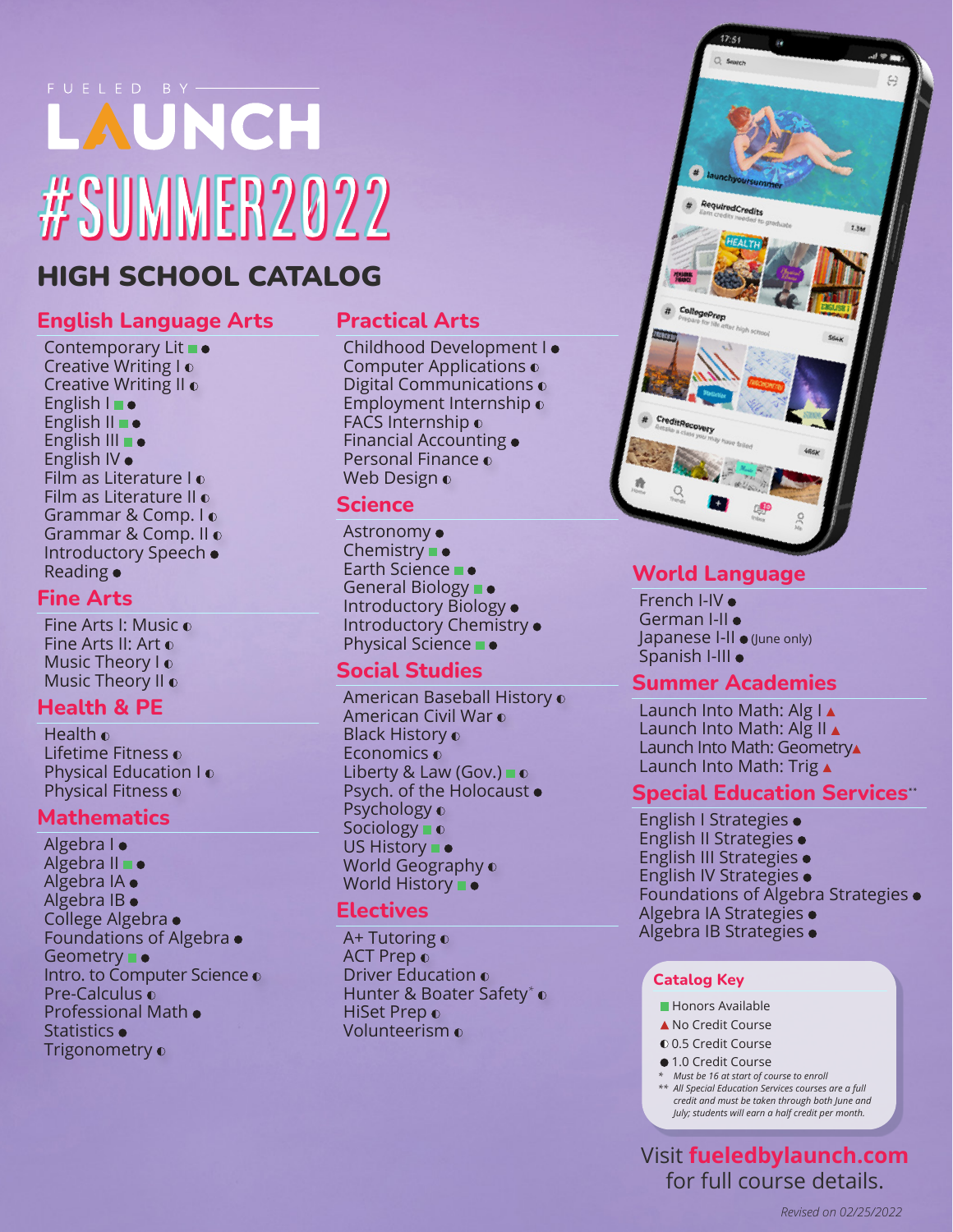FUELED BY

# LAUNCH

# #SUMMER2022

## HIGH SCHOOL CATALOG

### English Language Arts

- Contemporary Lit ■ ●
- Creative Writing I ◐
- Creative Writing II ◐
- English I ■ ●
- English II ■ ●
- English III ■ ●
- English IV ●
- Film as Literature I ◐
- Film as Literature II ◐
- Grammar & Comp. I ◐
- Grammar & Comp. II ◐
- Introductory Speech ●
- Reading ●

### Fine Arts

- Fine Arts I: Music ◐
- Fine Arts II: Art ◐
- Music Theory I ◐
- Music Theory II ◐

### Health & PE

- Health ◐
- Lifetime Fitness ◐
- Physical Education I ◐
- Physical Fitness ◐

### Mathematics

- Algebra I ●
- Algebra II ■ ●
- Algebra IA ●
- Algebra IB ●
- College Algebra ●
- Foundations of Algebra ●
- Geometry ■ ●
- Intro. to Computer Science ◐
- Pre-Calculus ◐
- Professional Math ●
- Statistics ●
- Trigonometry ◐

### Practical Arts

- Childhood Development I ●
- Computer Applications ◐
- Digital Communications ◐
- Employment Internship ◐
- FACS Internship ◐
- Financial Accounting ●
- Personal Finance ◐
- Web Design ◐

### Science

- Astronomy ●
- Chemistry ■ ●
- Earth Science ■ ●
- General Biology ■ ●
- Introductory Biology ●
- Introductory Chemistry ●
- Physical Science ■ ●

### Social Studies

- American Baseball History ◐
- American Civil War ◐
- Black History ◐
- Economics ◐
- Liberty & Law (Gov.) ■ ◐
- Psych. of the Holocaust ●
- Psychology ◐
- Sociology ■ ◐
- US History ■ ●
- World Geography ◐
- World History ■ ●

### Electives

- A+ Tutoring ◐
- ACT Prep ◐
- Driver Education ◐
- Hunter & Boater Safety* ◐
- HiSet Prep ◐
- Volunteerism ◐

### World Language

- French I-IV ●
- German I-II ●
- Japanese I-II ● (June only)
- Spanish I-III ●

### Summer Academies

- Launch Into Math: Alg I ▲
- Launch Into Math: Alg II ▲
- Launch Into Math: Geometry ▲
- Launch Into Math: Trig ▲

### Special Education Services**

- English I Strategies ●
- English II Strategies ●
- English III Strategies ●
- English IV Strategies ●
- Foundations of Algebra Strategies ●
- Algebra IA Strategies ●
- Algebra IB Strategies ●

### Catalog Key

- ■ Honors Available
- ▲ No Credit Course
- ◐ 0.5 Credit Course
- ● 1.0 Credit Course

*\* Must be 16 at start of course to enroll*

*\*\* All Special Education Services courses are a full credit and must be taken through both June and July; students will earn a half credit per month.*

Visit **fueledbylaunch.com** for full course details.

*Revised on 02/25/2022*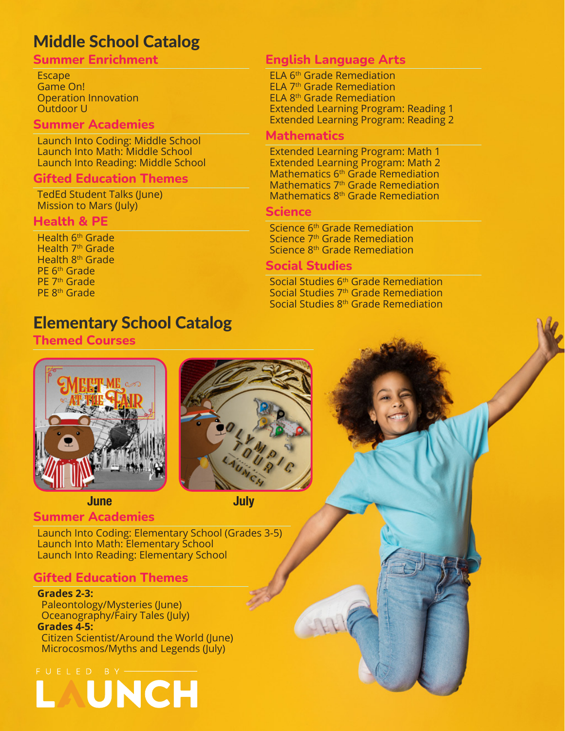# Middle School Catalog

## Summer Enrichment

Escape
Game On!
Operation Innovation
Outdoor U

## Summer Academies

Launch Into Coding: Middle School
Launch Into Math: Middle School
Launch Into Reading: Middle School

## Gifted Education Themes

TedEd Student Talks (June)
Mission to Mars (July)

## Health & PE

Health 6th Grade
Health 7th Grade
Health 8th Grade
PE 6th Grade
PE 7th Grade
PE 8th Grade

## English Language Arts

ELA 6th Grade Remediation
ELA 7th Grade Remediation
ELA 8th Grade Remediation
Extended Learning Program: Reading 1
Extended Learning Program: Reading 2

## Mathematics

Extended Learning Program: Math 1
Extended Learning Program: Math 2
Mathematics 6th Grade Remediation
Mathematics 7th Grade Remediation
Mathematics 8th Grade Remediation

## Science

Science 6th Grade Remediation
Science 7th Grade Remediation
Science 8th Grade Remediation

## Social Studies

Social Studies 6th Grade Remediation
Social Studies 7th Grade Remediation
Social Studies 8th Grade Remediation

# Elementary School Catalog

## Themed Courses

June

July

## Summer Academies

Launch Into Coding: Elementary School (Grades 3-5)
Launch Into Math: Elementary School
Launch Into Reading: Elementary School

## Gifted Education Themes

**Grades 2-3:**
Paleontology/Mysteries (June)
Oceanography/Fairy Tales (July)

**Grades 4-5:**
Citizen Scientist/Around the World (June)
Microcosmos/Myths and Legends (July)

FUELED BY LAUNCH